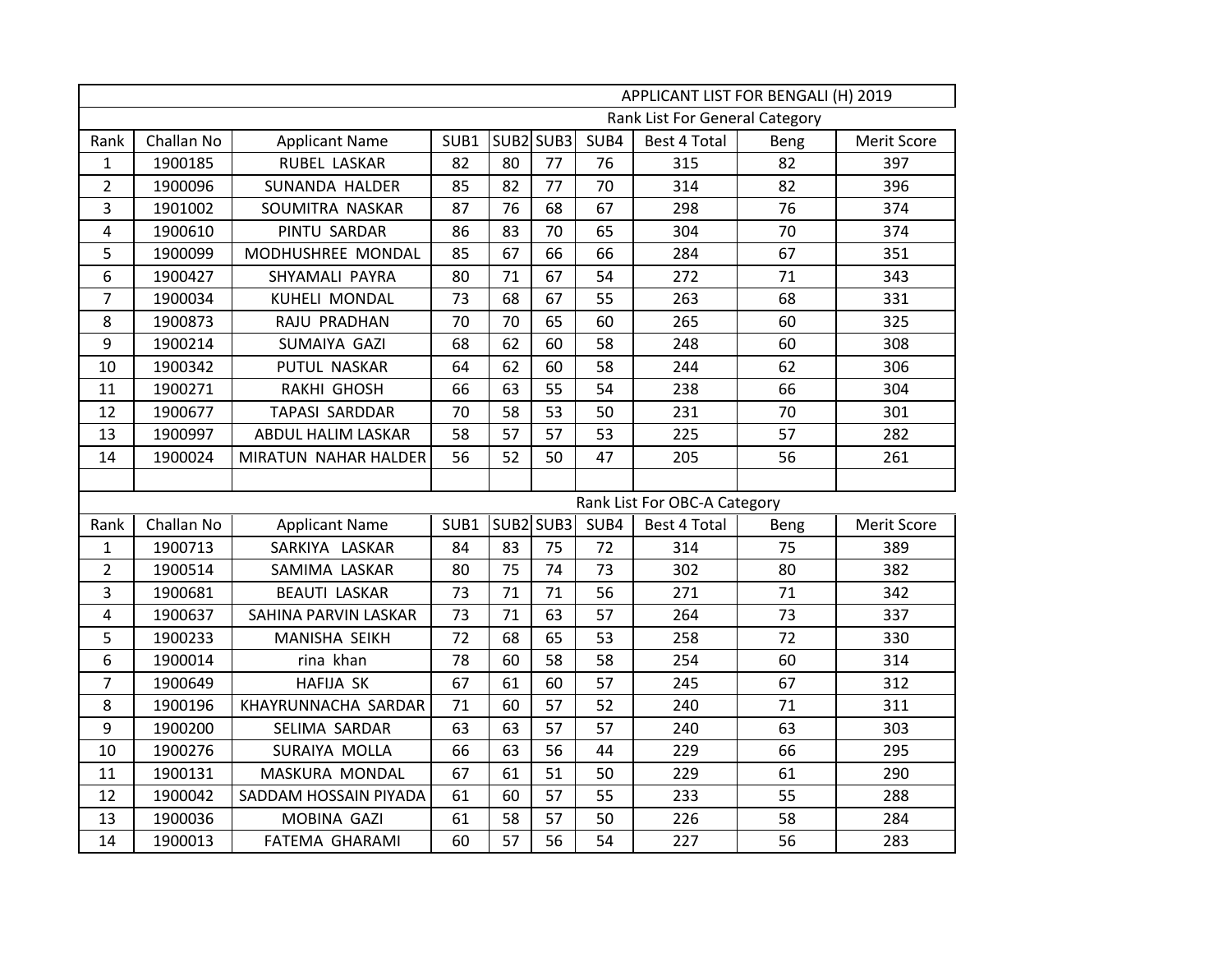APPLICANT LIST FOR BENGALI (H) 2019

Rank List For General Category

| Rank | Challan No | Applicant Name | SUB1 | SUB2 | SUB3 | SUB4 | Best 4 Total | Beng | Merit Score |
|---|---|---|---|---|---|---|---|---|---|
| 1 | 1900185 | RUBEL LASKAR | 82 | 80 | 77 | 76 | 315 | 82 | 397 |
| 2 | 1900096 | SUNANDA HALDER | 85 | 82 | 77 | 70 | 314 | 82 | 396 |
| 3 | 1901002 | SOUMITRA NASKAR | 87 | 76 | 68 | 67 | 298 | 76 | 374 |
| 4 | 1900610 | PINTU SARDAR | 86 | 83 | 70 | 65 | 304 | 70 | 374 |
| 5 | 1900099 | MODHUSHREE MONDAL | 85 | 67 | 66 | 66 | 284 | 67 | 351 |
| 6 | 1900427 | SHYAMALI PAYRA | 80 | 71 | 67 | 54 | 272 | 71 | 343 |
| 7 | 1900034 | KUHELI MONDAL | 73 | 68 | 67 | 55 | 263 | 68 | 331 |
| 8 | 1900873 | RAJU PRADHAN | 70 | 70 | 65 | 60 | 265 | 60 | 325 |
| 9 | 1900214 | SUMAIYA GAZI | 68 | 62 | 60 | 58 | 248 | 60 | 308 |
| 10 | 1900342 | PUTUL NASKAR | 64 | 62 | 60 | 58 | 244 | 62 | 306 |
| 11 | 1900271 | RAKHI GHOSH | 66 | 63 | 55 | 54 | 238 | 66 | 304 |
| 12 | 1900677 | TAPASI SARDDAR | 70 | 58 | 53 | 50 | 231 | 70 | 301 |
| 13 | 1900997 | ABDUL HALIM LASKAR | 58 | 57 | 57 | 53 | 225 | 57 | 282 |
| 14 | 1900024 | MIRATUN NAHAR HALDER | 56 | 52 | 50 | 47 | 205 | 56 | 261 |

Rank List For OBC-A Category

| Rank | Challan No | Applicant Name | SUB1 | SUB2 | SUB3 | SUB4 | Best 4 Total | Beng | Merit Score |
|---|---|---|---|---|---|---|---|---|---|
| 1 | 1900713 | SARKIYA LASKAR | 84 | 83 | 75 | 72 | 314 | 75 | 389 |
| 2 | 1900514 | SAMIMA LASKAR | 80 | 75 | 74 | 73 | 302 | 80 | 382 |
| 3 | 1900681 | BEAUTI LASKAR | 73 | 71 | 71 | 56 | 271 | 71 | 342 |
| 4 | 1900637 | SAHINA PARVIN LASKAR | 73 | 71 | 63 | 57 | 264 | 73 | 337 |
| 5 | 1900233 | MANISHA SEIKH | 72 | 68 | 65 | 53 | 258 | 72 | 330 |
| 6 | 1900014 | rina khan | 78 | 60 | 58 | 58 | 254 | 60 | 314 |
| 7 | 1900649 | HAFIJA SK | 67 | 61 | 60 | 57 | 245 | 67 | 312 |
| 8 | 1900196 | KHAYRUNNACHA SARDAR | 71 | 60 | 57 | 52 | 240 | 71 | 311 |
| 9 | 1900200 | SELIMA SARDAR | 63 | 63 | 57 | 57 | 240 | 63 | 303 |
| 10 | 1900276 | SURAIYA MOLLA | 66 | 63 | 56 | 44 | 229 | 66 | 295 |
| 11 | 1900131 | MASKURA MONDAL | 67 | 61 | 51 | 50 | 229 | 61 | 290 |
| 12 | 1900042 | SADDAM HOSSAIN PIYADA | 61 | 60 | 57 | 55 | 233 | 55 | 288 |
| 13 | 1900036 | MOBINA GAZI | 61 | 58 | 57 | 50 | 226 | 58 | 284 |
| 14 | 1900013 | FATEMA GHARAMI | 60 | 57 | 56 | 54 | 227 | 56 | 283 |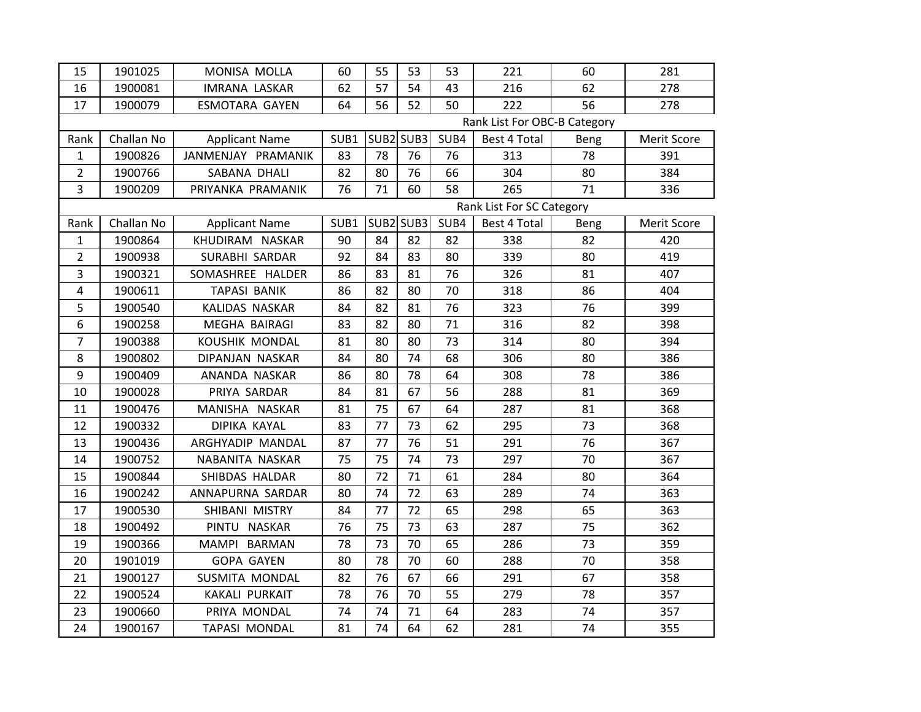| 15 | 1901025 | MONISA MOLLA | 60 | 55 | 53 | 53 | 221 | 60 | 281 |
|---|---|---|---|---|---|---|---|---|---|
| 16 | 1900081 | IMRANA LASKAR | 62 | 57 | 54 | 43 | 216 | 62 | 278 |
| 17 | 1900079 | ESMOTARA GAYEN | 64 | 56 | 52 | 50 | 222 | 56 | 278 |

**Rank List For OBC-B Category**

| Rank | Challan No | Applicant Name | SUB1 | SUB2 | SUB3 | SUB4 | Best 4 Total | Beng | Merit Score |
|---|---|---|---|---|---|---|---|---|---|
| 1 | 1900826 | JANMENJAY PRAMANIK | 83 | 78 | 76 | 76 | 313 | 78 | 391 |
| 2 | 1900766 | SABANA DHALI | 82 | 80 | 76 | 66 | 304 | 80 | 384 |
| 3 | 1900209 | PRIYANKA PRAMANIK | 76 | 71 | 60 | 58 | 265 | 71 | 336 |

**Rank List For SC Category**

| Rank | Challan No | Applicant Name | SUB1 | SUB2 | SUB3 | SUB4 | Best 4 Total | Beng | Merit Score |
|---|---|---|---|---|---|---|---|---|---|
| 1 | 1900864 | KHUDIRAM NASKAR | 90 | 84 | 82 | 82 | 338 | 82 | 420 |
| 2 | 1900938 | SURABHI SARDAR | 92 | 84 | 83 | 80 | 339 | 80 | 419 |
| 3 | 1900321 | SOMASHREE HALDER | 86 | 83 | 81 | 76 | 326 | 81 | 407 |
| 4 | 1900611 | TAPASI BANIK | 86 | 82 | 80 | 70 | 318 | 86 | 404 |
| 5 | 1900540 | KALIDAS NASKAR | 84 | 82 | 81 | 76 | 323 | 76 | 399 |
| 6 | 1900258 | MEGHA BAIRAGI | 83 | 82 | 80 | 71 | 316 | 82 | 398 |
| 7 | 1900388 | KOUSHIK MONDAL | 81 | 80 | 80 | 73 | 314 | 80 | 394 |
| 8 | 1900802 | DIPANJAN NASKAR | 84 | 80 | 74 | 68 | 306 | 80 | 386 |
| 9 | 1900409 | ANANDA NASKAR | 86 | 80 | 78 | 64 | 308 | 78 | 386 |
| 10 | 1900028 | PRIYA SARDAR | 84 | 81 | 67 | 56 | 288 | 81 | 369 |
| 11 | 1900476 | MANISHA NASKAR | 81 | 75 | 67 | 64 | 287 | 81 | 368 |
| 12 | 1900332 | DIPIKA KAYAL | 83 | 77 | 73 | 62 | 295 | 73 | 368 |
| 13 | 1900436 | ARGHYADIP MANDAL | 87 | 77 | 76 | 51 | 291 | 76 | 367 |
| 14 | 1900752 | NABANITA NASKAR | 75 | 75 | 74 | 73 | 297 | 70 | 367 |
| 15 | 1900844 | SHIBDAS HALDAR | 80 | 72 | 71 | 61 | 284 | 80 | 364 |
| 16 | 1900242 | ANNAPURNA SARDAR | 80 | 74 | 72 | 63 | 289 | 74 | 363 |
| 17 | 1900530 | SHIBANI MISTRY | 84 | 77 | 72 | 65 | 298 | 65 | 363 |
| 18 | 1900492 | PINTU NASKAR | 76 | 75 | 73 | 63 | 287 | 75 | 362 |
| 19 | 1900366 | MAMPI BARMAN | 78 | 73 | 70 | 65 | 286 | 73 | 359 |
| 20 | 1901019 | GOPA GAYEN | 80 | 78 | 70 | 60 | 288 | 70 | 358 |
| 21 | 1900127 | SUSMITA MONDAL | 82 | 76 | 67 | 66 | 291 | 67 | 358 |
| 22 | 1900524 | KAKALI PURKAIT | 78 | 76 | 70 | 55 | 279 | 78 | 357 |
| 23 | 1900660 | PRIYA MONDAL | 74 | 74 | 71 | 64 | 283 | 74 | 357 |
| 24 | 1900167 | TAPASI MONDAL | 81 | 74 | 64 | 62 | 281 | 74 | 355 |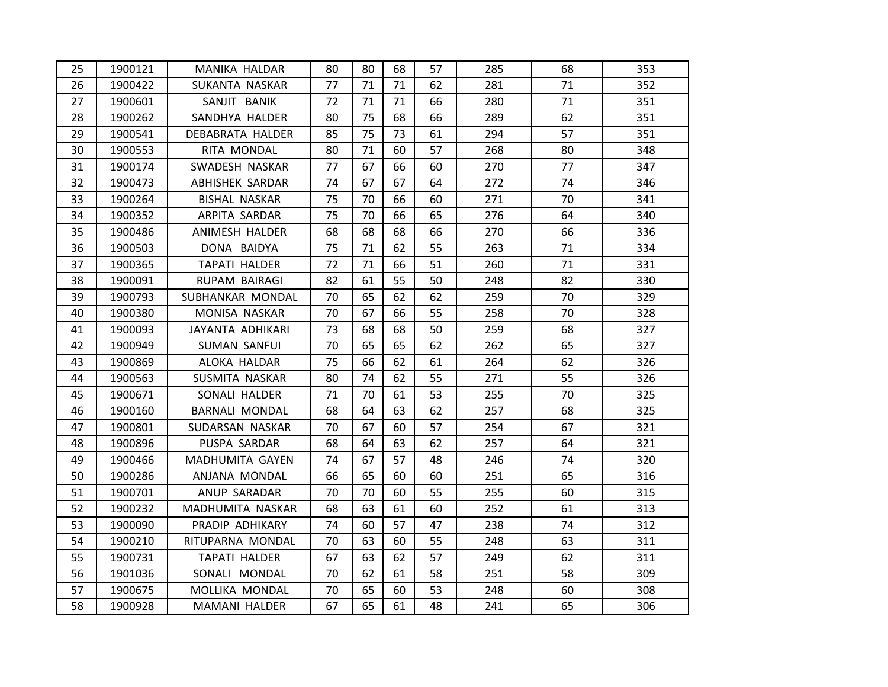| | | | | | | | | | |
|---|---|---|---|---|---|---|---|---|---|
| 25 | 1900121 | MANIKA HALDAR | 80 | 80 | 68 | 57 | 285 | 68 | 353 |
| 26 | 1900422 | SUKANTA NASKAR | 77 | 71 | 71 | 62 | 281 | 71 | 352 |
| 27 | 1900601 | SANJIT BANIK | 72 | 71 | 71 | 66 | 280 | 71 | 351 |
| 28 | 1900262 | SANDHYA HALDER | 80 | 75 | 68 | 66 | 289 | 62 | 351 |
| 29 | 1900541 | DEBABRATA HALDER | 85 | 75 | 73 | 61 | 294 | 57 | 351 |
| 30 | 1900553 | RITA MONDAL | 80 | 71 | 60 | 57 | 268 | 80 | 348 |
| 31 | 1900174 | SWADESH NASKAR | 77 | 67 | 66 | 60 | 270 | 77 | 347 |
| 32 | 1900473 | ABHISHEK SARDAR | 74 | 67 | 67 | 64 | 272 | 74 | 346 |
| 33 | 1900264 | BISHAL NASKAR | 75 | 70 | 66 | 60 | 271 | 70 | 341 |
| 34 | 1900352 | ARPITA SARDAR | 75 | 70 | 66 | 65 | 276 | 64 | 340 |
| 35 | 1900486 | ANIMESH HALDER | 68 | 68 | 68 | 66 | 270 | 66 | 336 |
| 36 | 1900503 | DONA BAIDYA | 75 | 71 | 62 | 55 | 263 | 71 | 334 |
| 37 | 1900365 | TAPATI HALDER | 72 | 71 | 66 | 51 | 260 | 71 | 331 |
| 38 | 1900091 | RUPAM BAIRAGI | 82 | 61 | 55 | 50 | 248 | 82 | 330 |
| 39 | 1900793 | SUBHANKAR MONDAL | 70 | 65 | 62 | 62 | 259 | 70 | 329 |
| 40 | 1900380 | MONISA NASKAR | 70 | 67 | 66 | 55 | 258 | 70 | 328 |
| 41 | 1900093 | JAYANTA ADHIKARI | 73 | 68 | 68 | 50 | 259 | 68 | 327 |
| 42 | 1900949 | SUMAN SANFUI | 70 | 65 | 65 | 62 | 262 | 65 | 327 |
| 43 | 1900869 | ALOKA HALDAR | 75 | 66 | 62 | 61 | 264 | 62 | 326 |
| 44 | 1900563 | SUSMITA NASKAR | 80 | 74 | 62 | 55 | 271 | 55 | 326 |
| 45 | 1900671 | SONALI HALDER | 71 | 70 | 61 | 53 | 255 | 70 | 325 |
| 46 | 1900160 | BARNALI MONDAL | 68 | 64 | 63 | 62 | 257 | 68 | 325 |
| 47 | 1900801 | SUDARSAN NASKAR | 70 | 67 | 60 | 57 | 254 | 67 | 321 |
| 48 | 1900896 | PUSPA SARDAR | 68 | 64 | 63 | 62 | 257 | 64 | 321 |
| 49 | 1900466 | MADHUMITA GAYEN | 74 | 67 | 57 | 48 | 246 | 74 | 320 |
| 50 | 1900286 | ANJANA MONDAL | 66 | 65 | 60 | 60 | 251 | 65 | 316 |
| 51 | 1900701 | ANUP SARADAR | 70 | 70 | 60 | 55 | 255 | 60 | 315 |
| 52 | 1900232 | MADHUMITA NASKAR | 68 | 63 | 61 | 60 | 252 | 61 | 313 |
| 53 | 1900090 | PRADIP ADHIKARY | 74 | 60 | 57 | 47 | 238 | 74 | 312 |
| 54 | 1900210 | RITUPARNA MONDAL | 70 | 63 | 60 | 55 | 248 | 63 | 311 |
| 55 | 1900731 | TAPATI HALDER | 67 | 63 | 62 | 57 | 249 | 62 | 311 |
| 56 | 1901036 | SONALI MONDAL | 70 | 62 | 61 | 58 | 251 | 58 | 309 |
| 57 | 1900675 | MOLLIKA MONDAL | 70 | 65 | 60 | 53 | 248 | 60 | 308 |
| 58 | 1900928 | MAMANI HALDER | 67 | 65 | 61 | 48 | 241 | 65 | 306 |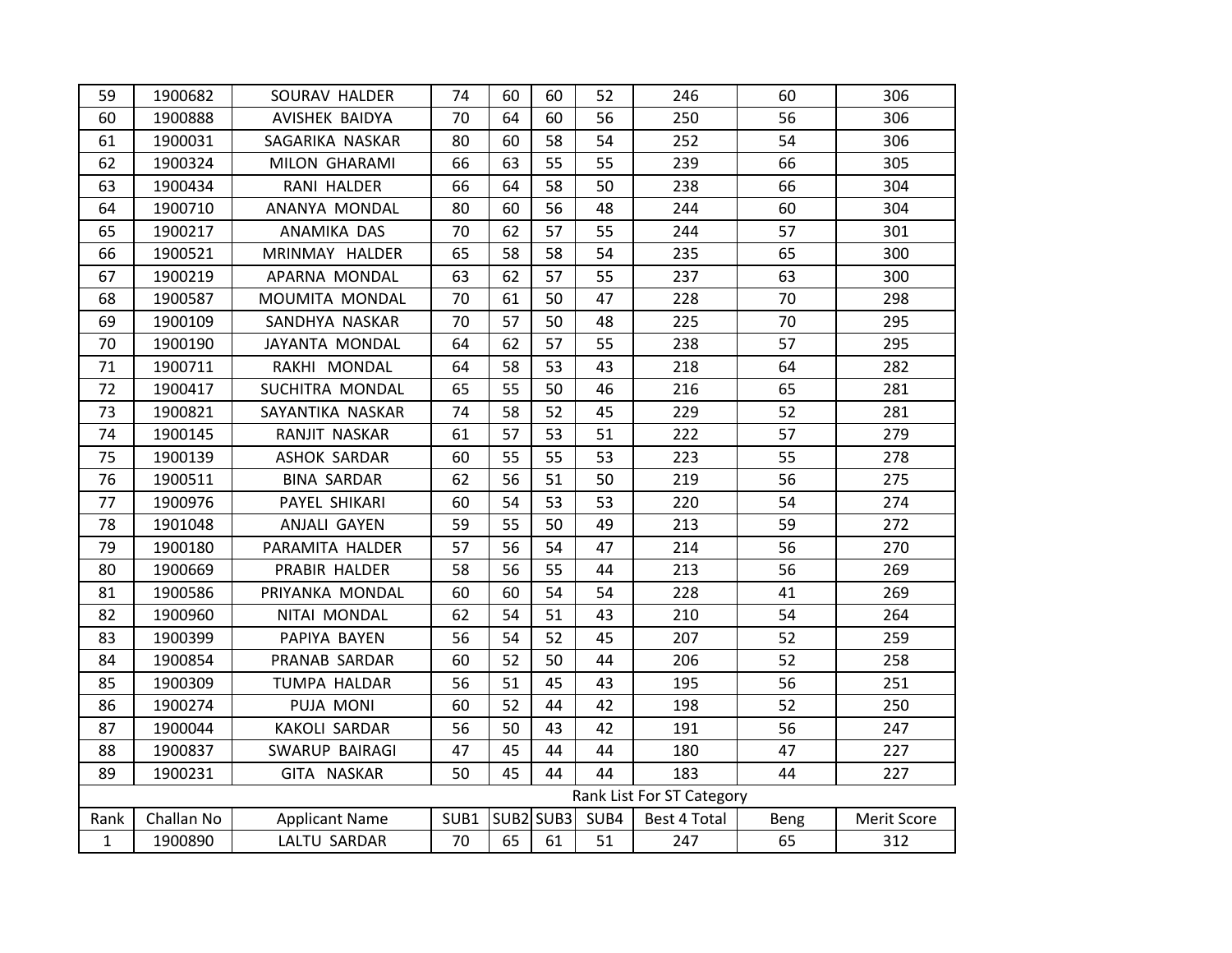| | | | | | | | | | |
|---|---|---|---|---|---|---|---|---|---|
| 59 | 1900682 | SOURAV HALDER | 74 | 60 | 60 | 52 | 246 | 60 | 306 |
| 60 | 1900888 | AVISHEK BAIDYA | 70 | 64 | 60 | 56 | 250 | 56 | 306 |
| 61 | 1900031 | SAGARIKA NASKAR | 80 | 60 | 58 | 54 | 252 | 54 | 306 |
| 62 | 1900324 | MILON GHARAMI | 66 | 63 | 55 | 55 | 239 | 66 | 305 |
| 63 | 1900434 | RANI HALDER | 66 | 64 | 58 | 50 | 238 | 66 | 304 |
| 64 | 1900710 | ANANYA MONDAL | 80 | 60 | 56 | 48 | 244 | 60 | 304 |
| 65 | 1900217 | ANAMIKA DAS | 70 | 62 | 57 | 55 | 244 | 57 | 301 |
| 66 | 1900521 | MRINMAY HALDER | 65 | 58 | 58 | 54 | 235 | 65 | 300 |
| 67 | 1900219 | APARNA MONDAL | 63 | 62 | 57 | 55 | 237 | 63 | 300 |
| 68 | 1900587 | MOUMITA MONDAL | 70 | 61 | 50 | 47 | 228 | 70 | 298 |
| 69 | 1900109 | SANDHYA NASKAR | 70 | 57 | 50 | 48 | 225 | 70 | 295 |
| 70 | 1900190 | JAYANTA MONDAL | 64 | 62 | 57 | 55 | 238 | 57 | 295 |
| 71 | 1900711 | RAKHI MONDAL | 64 | 58 | 53 | 43 | 218 | 64 | 282 |
| 72 | 1900417 | SUCHITRA MONDAL | 65 | 55 | 50 | 46 | 216 | 65 | 281 |
| 73 | 1900821 | SAYANTIKA NASKAR | 74 | 58 | 52 | 45 | 229 | 52 | 281 |
| 74 | 1900145 | RANJIT NASKAR | 61 | 57 | 53 | 51 | 222 | 57 | 279 |
| 75 | 1900139 | ASHOK SARDAR | 60 | 55 | 55 | 53 | 223 | 55 | 278 |
| 76 | 1900511 | BINA SARDAR | 62 | 56 | 51 | 50 | 219 | 56 | 275 |
| 77 | 1900976 | PAYEL SHIKARI | 60 | 54 | 53 | 53 | 220 | 54 | 274 |
| 78 | 1901048 | ANJALI GAYEN | 59 | 55 | 50 | 49 | 213 | 59 | 272 |
| 79 | 1900180 | PARAMITA HALDER | 57 | 56 | 54 | 47 | 214 | 56 | 270 |
| 80 | 1900669 | PRABIR HALDER | 58 | 56 | 55 | 44 | 213 | 56 | 269 |
| 81 | 1900586 | PRIYANKA MONDAL | 60 | 60 | 54 | 54 | 228 | 41 | 269 |
| 82 | 1900960 | NITAI MONDAL | 62 | 54 | 51 | 43 | 210 | 54 | 264 |
| 83 | 1900399 | PAPIYA BAYEN | 56 | 54 | 52 | 45 | 207 | 52 | 259 |
| 84 | 1900854 | PRANAB SARDAR | 60 | 52 | 50 | 44 | 206 | 52 | 258 |
| 85 | 1900309 | TUMPA HALDAR | 56 | 51 | 45 | 43 | 195 | 56 | 251 |
| 86 | 1900274 | PUJA MONI | 60 | 52 | 44 | 42 | 198 | 52 | 250 |
| 87 | 1900044 | KAKOLI SARDAR | 56 | 50 | 43 | 42 | 191 | 56 | 247 |
| 88 | 1900837 | SWARUP BAIRAGI | 47 | 45 | 44 | 44 | 180 | 47 | 227 |
| 89 | 1900231 | GITA NASKAR | 50 | 45 | 44 | 44 | 183 | 44 | 227 |

Rank List For ST Category

| Rank | Challan No | Applicant Name | SUB1 | SUB2 | SUB3 | SUB4 | Best 4 Total | Beng | Merit Score |
|---|---|---|---|---|---|---|---|---|---|
| 1 | 1900890 | LALTU SARDAR | 70 | 65 | 61 | 51 | 247 | 65 | 312 |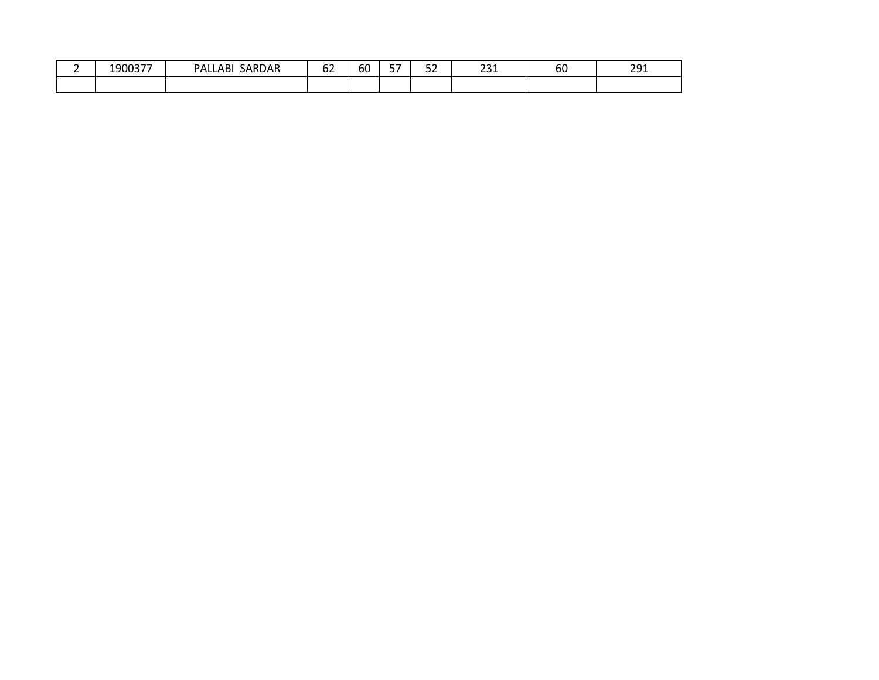| | | | | | | | | | |
|---|---|---|---|---|---|---|---|---|---|
| 2 | 1900377 | PALLABI SARDAR | 62 | 60 | 57 | 52 | 231 | 60 | 291 |
| | | | | | | | | | |